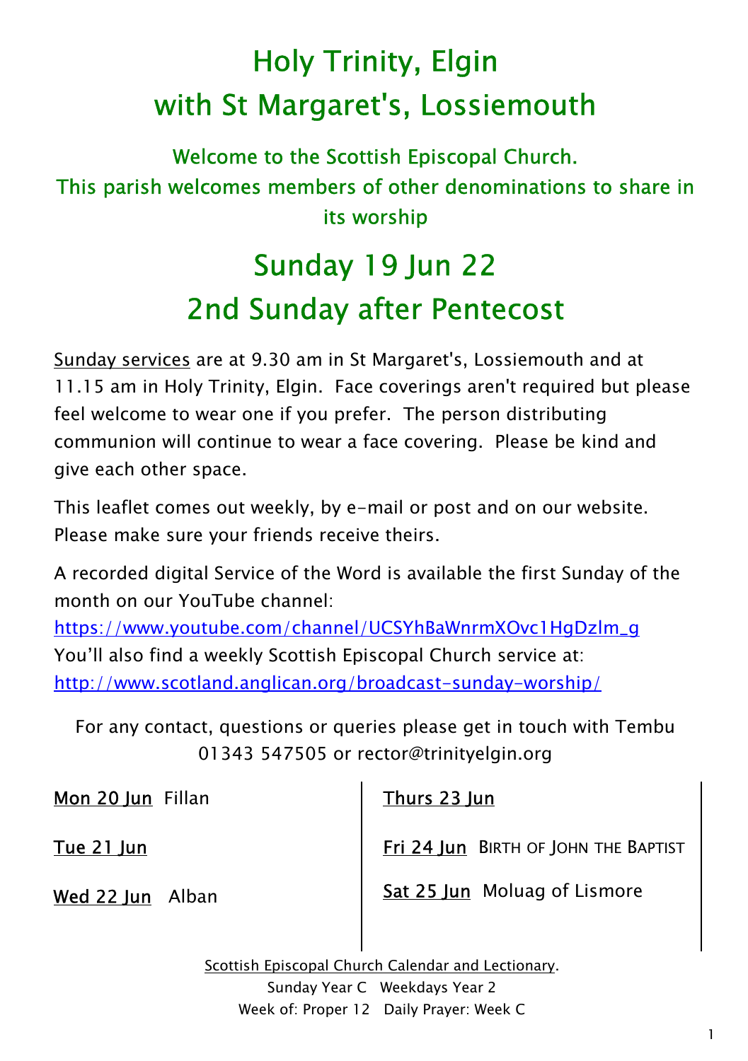# Holy Trinity, Elgin
# with St Margaret's, Lossiemouth

### Welcome to the Scottish Episcopal Church.
### This parish welcomes members of other denominations to share in its worship

## Sunday 19 Jun 22
## 2nd Sunday after Pentecost

Sunday services are at 9.30 am in St Margaret's, Lossiemouth and at 11.15 am in Holy Trinity, Elgin. Face coverings aren't required but please feel welcome to wear one if you prefer. The person distributing communion will continue to wear a face covering. Please be kind and give each other space.

This leaflet comes out weekly, by e-mail or post and on our website. Please make sure your friends receive theirs.

A recorded digital Service of the Word is available the first Sunday of the month on our YouTube channel:
https://www.youtube.com/channel/UCSYhBaWnrmXOvc1HgDzlm_g
You'll also find a weekly Scottish Episcopal Church service at:
http://www.scotland.anglican.org/broadcast-sunday-worship/

For any contact, questions or queries please get in touch with Tembu 01343 547505 or rector@trinityelgin.org

Mon 20 Jun Fillan

Tue 21 Jun

Wed 22 Jun Alban

Thurs 23 Jun

Fri 24 Jun BIRTH OF JOHN THE BAPTIST

Sat 25 Jun Moluag of Lismore

Scottish Episcopal Church Calendar and Lectionary.
Sunday Year C Weekdays Year 2
Week of: Proper 12 Daily Prayer: Week C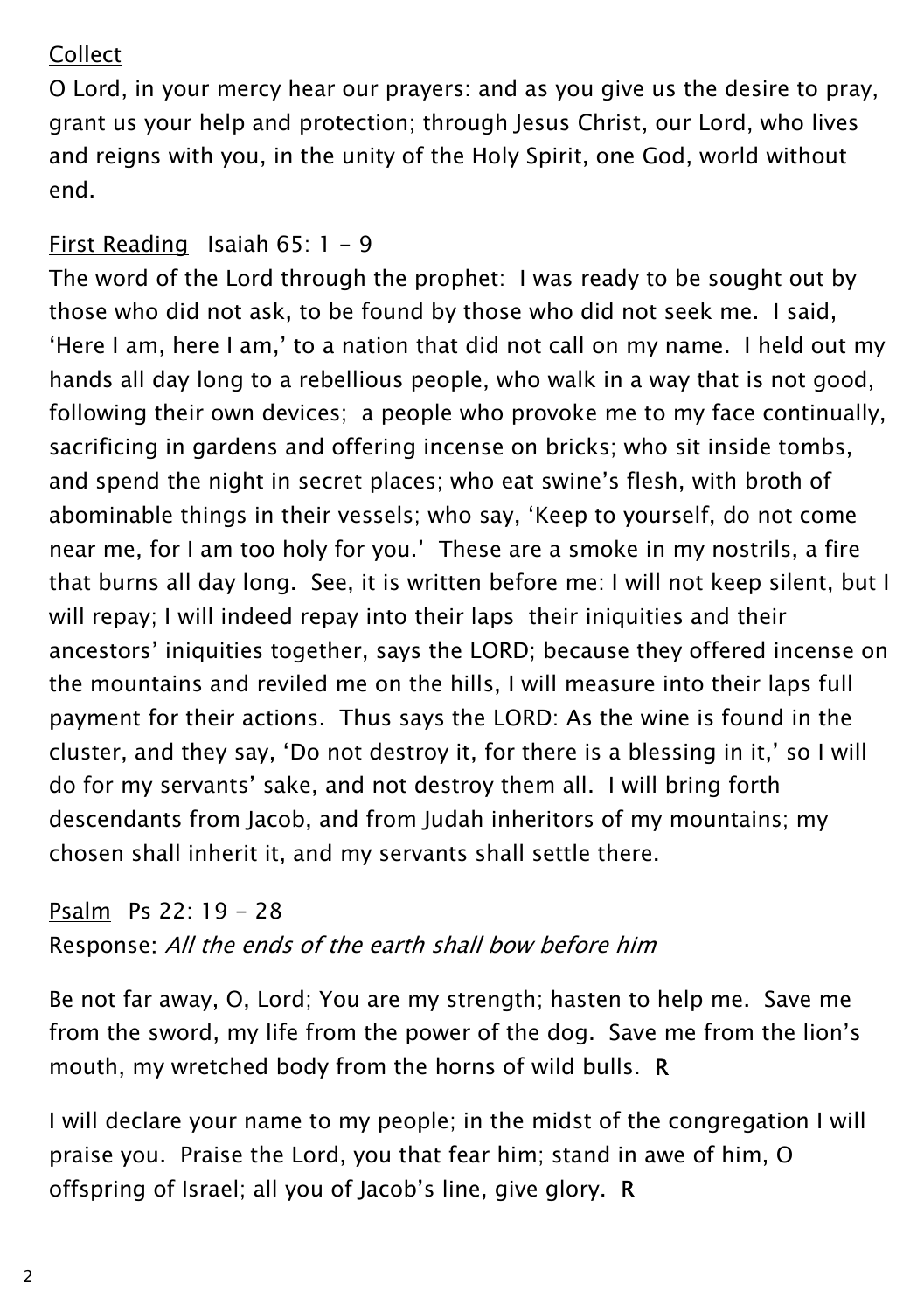<u>Collect</u>

O Lord, in your mercy hear our prayers: and as you give us the desire to pray, grant us your help and protection; through Jesus Christ, our Lord, who lives and reigns with you, in the unity of the Holy Spirit, one God, world without end.

<u>First Reading</u> Isaiah 65: 1 - 9

The word of the Lord through the prophet: I was ready to be sought out by those who did not ask, to be found by those who did not seek me. I said, 'Here I am, here I am,' to a nation that did not call on my name. I held out my hands all day long to a rebellious people, who walk in a way that is not good, following their own devices; a people who provoke me to my face continually, sacrificing in gardens and offering incense on bricks; who sit inside tombs, and spend the night in secret places; who eat swine's flesh, with broth of abominable things in their vessels; who say, 'Keep to yourself, do not come near me, for I am too holy for you.' These are a smoke in my nostrils, a fire that burns all day long. See, it is written before me: I will not keep silent, but I will repay; I will indeed repay into their laps their iniquities and their ancestors' iniquities together, says the LORD; because they offered incense on the mountains and reviled me on the hills, I will measure into their laps full payment for their actions. Thus says the LORD: As the wine is found in the cluster, and they say, 'Do not destroy it, for there is a blessing in it,' so I will do for my servants' sake, and not destroy them all. I will bring forth descendants from Jacob, and from Judah inheritors of my mountains; my chosen shall inherit it, and my servants shall settle there.

<u>Psalm</u> Ps 22: 19 - 28

Response: *All the ends of the earth shall bow before him*

Be not far away, O, Lord; You are my strength; hasten to help me. Save me from the sword, my life from the power of the dog. Save me from the lion's mouth, my wretched body from the horns of wild bulls. **R**

I will declare your name to my people; in the midst of the congregation I will praise you. Praise the Lord, you that fear him; stand in awe of him, O offspring of Israel; all you of Jacob's line, give glory. **R**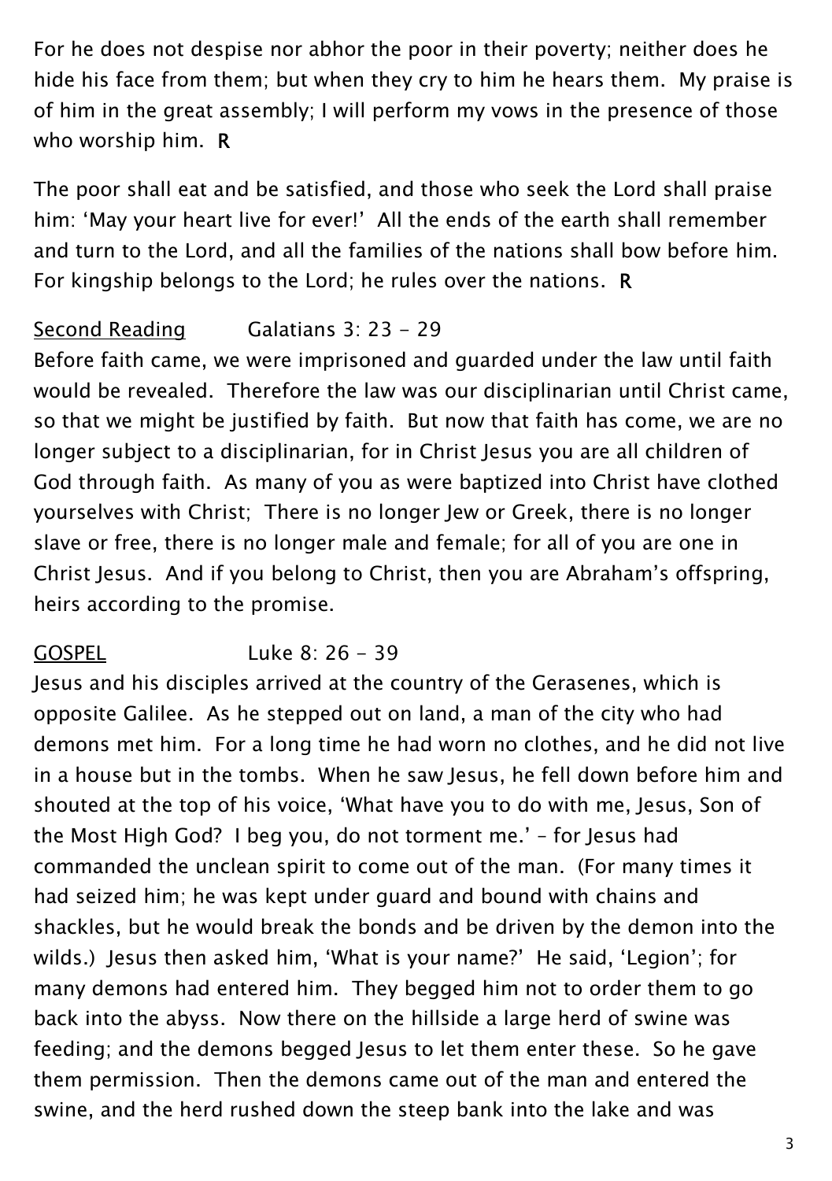For he does not despise nor abhor the poor in their poverty; neither does he hide his face from them; but when they cry to him he hears them. My praise is of him in the great assembly; I will perform my vows in the presence of those who worship him. **R**

The poor shall eat and be satisfied, and those who seek the Lord shall praise him: 'May your heart live for ever!' All the ends of the earth shall remember and turn to the Lord, and all the families of the nations shall bow before him. For kingship belongs to the Lord; he rules over the nations. **R**

<u>Second Reading</u> Galatians 3: 23 - 29

Before faith came, we were imprisoned and guarded under the law until faith would be revealed. Therefore the law was our disciplinarian until Christ came, so that we might be justified by faith. But now that faith has come, we are no longer subject to a disciplinarian, for in Christ Jesus you are all children of God through faith. As many of you as were baptized into Christ have clothed yourselves with Christ; There is no longer Jew or Greek, there is no longer slave or free, there is no longer male and female; for all of you are one in Christ Jesus. And if you belong to Christ, then you are Abraham's offspring, heirs according to the promise.

<u>GOSPEL</u> Luke 8: 26 - 39

Jesus and his disciples arrived at the country of the Gerasenes, which is opposite Galilee. As he stepped out on land, a man of the city who had demons met him. For a long time he had worn no clothes, and he did not live in a house but in the tombs. When he saw Jesus, he fell down before him and shouted at the top of his voice, 'What have you to do with me, Jesus, Son of the Most High God? I beg you, do not torment me.' – for Jesus had commanded the unclean spirit to come out of the man. (For many times it had seized him; he was kept under guard and bound with chains and shackles, but he would break the bonds and be driven by the demon into the wilds.) Jesus then asked him, 'What is your name?' He said, 'Legion'; for many demons had entered him. They begged him not to order them to go back into the abyss. Now there on the hillside a large herd of swine was feeding; and the demons begged Jesus to let them enter these. So he gave them permission. Then the demons came out of the man and entered the swine, and the herd rushed down the steep bank into the lake and was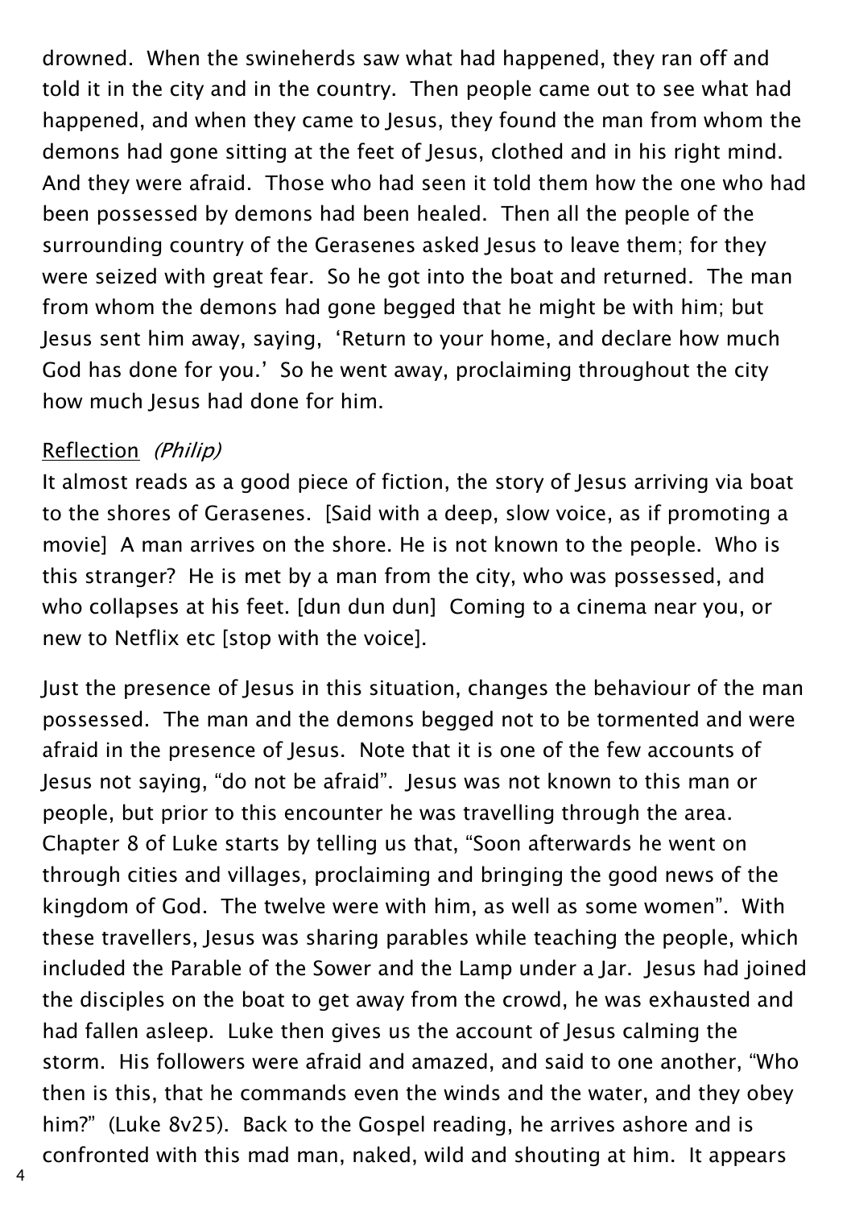drowned. When the swineherds saw what had happened, they ran off and told it in the city and in the country. Then people came out to see what had happened, and when they came to Jesus, they found the man from whom the demons had gone sitting at the feet of Jesus, clothed and in his right mind. And they were afraid. Those who had seen it told them how the one who had been possessed by demons had been healed. Then all the people of the surrounding country of the Gerasenes asked Jesus to leave them; for they were seized with great fear. So he got into the boat and returned. The man from whom the demons had gone begged that he might be with him; but Jesus sent him away, saying, 'Return to your home, and declare how much God has done for you.' So he went away, proclaiming throughout the city how much Jesus had done for him.

Reflection *(Philip)*

It almost reads as a good piece of fiction, the story of Jesus arriving via boat to the shores of Gerasenes. [Said with a deep, slow voice, as if promoting a movie] A man arrives on the shore. He is not known to the people. Who is this stranger? He is met by a man from the city, who was possessed, and who collapses at his feet. [dun dun dun] Coming to a cinema near you, or new to Netflix etc [stop with the voice].

Just the presence of Jesus in this situation, changes the behaviour of the man possessed. The man and the demons begged not to be tormented and were afraid in the presence of Jesus. Note that it is one of the few accounts of Jesus not saying, "do not be afraid". Jesus was not known to this man or people, but prior to this encounter he was travelling through the area. Chapter 8 of Luke starts by telling us that, "Soon afterwards he went on through cities and villages, proclaiming and bringing the good news of the kingdom of God. The twelve were with him, as well as some women". With these travellers, Jesus was sharing parables while teaching the people, which included the Parable of the Sower and the Lamp under a Jar. Jesus had joined the disciples on the boat to get away from the crowd, he was exhausted and had fallen asleep. Luke then gives us the account of Jesus calming the storm. His followers were afraid and amazed, and said to one another, "Who then is this, that he commands even the winds and the water, and they obey him?" (Luke 8v25). Back to the Gospel reading, he arrives ashore and is confronted with this mad man, naked, wild and shouting at him. It appears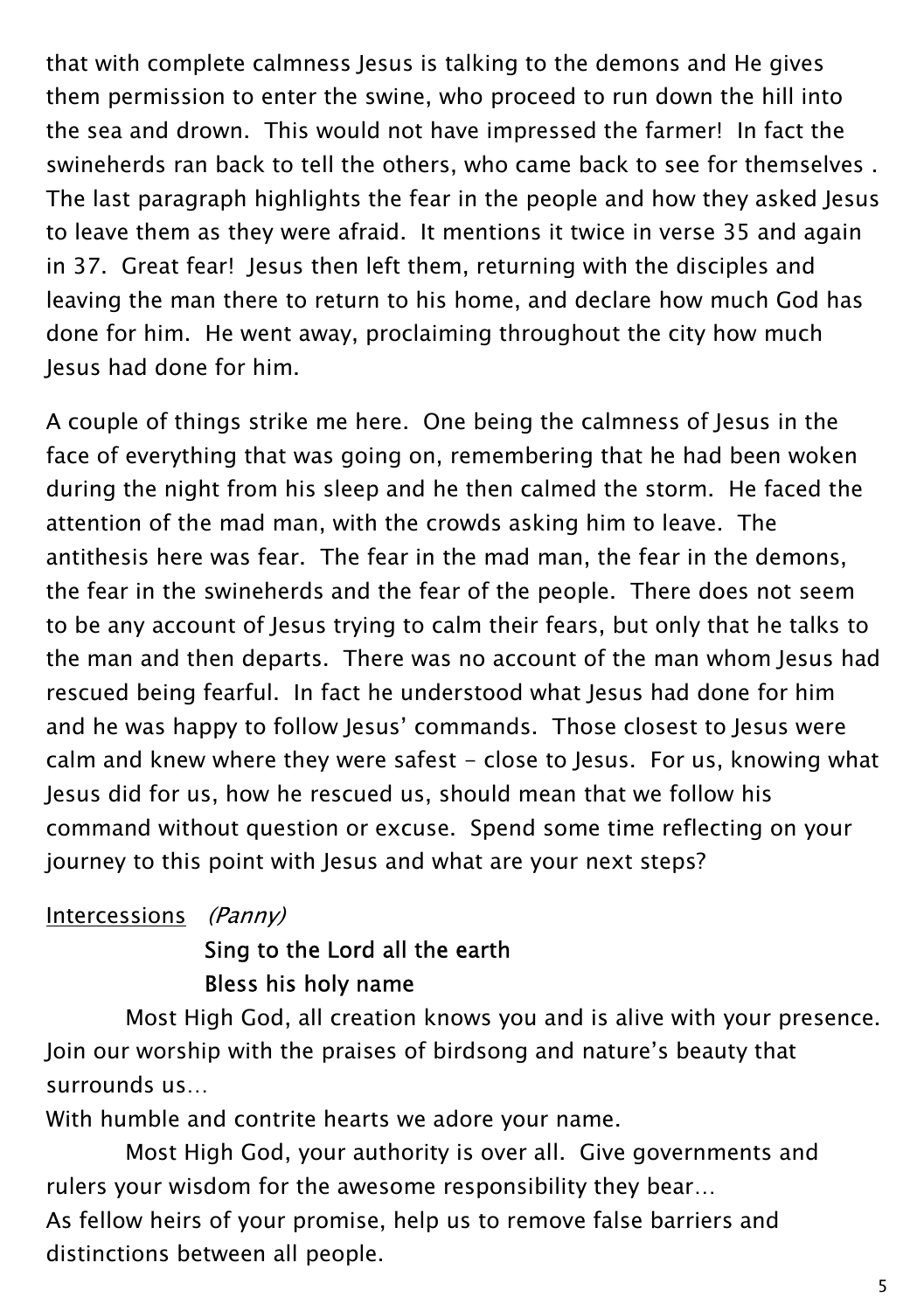that with complete calmness Jesus is talking to the demons and He gives them permission to enter the swine, who proceed to run down the hill into the sea and drown. This would not have impressed the farmer! In fact the swineherds ran back to tell the others, who came back to see for themselves . The last paragraph highlights the fear in the people and how they asked Jesus to leave them as they were afraid. It mentions it twice in verse 35 and again in 37. Great fear! Jesus then left them, returning with the disciples and leaving the man there to return to his home, and declare how much God has done for him. He went away, proclaiming throughout the city how much Jesus had done for him.

A couple of things strike me here. One being the calmness of Jesus in the face of everything that was going on, remembering that he had been woken during the night from his sleep and he then calmed the storm. He faced the attention of the mad man, with the crowds asking him to leave. The antithesis here was fear. The fear in the mad man, the fear in the demons, the fear in the swineherds and the fear of the people. There does not seem to be any account of Jesus trying to calm their fears, but only that he talks to the man and then departs. There was no account of the man whom Jesus had rescued being fearful. In fact he understood what Jesus had done for him and he was happy to follow Jesus' commands. Those closest to Jesus were calm and knew where they were safest - close to Jesus. For us, knowing what Jesus did for us, how he rescued us, should mean that we follow his command without question or excuse. Spend some time reflecting on your journey to this point with Jesus and what are your next steps?

Intercessions *(Panny)*

**Sing to the Lord all the earth**
**Bless his holy name**

Most High God, all creation knows you and is alive with your presence. Join our worship with the praises of birdsong and nature's beauty that surrounds us…

With humble and contrite hearts we adore your name.

Most High God, your authority is over all. Give governments and rulers your wisdom for the awesome responsibility they bear…

As fellow heirs of your promise, help us to remove false barriers and distinctions between all people.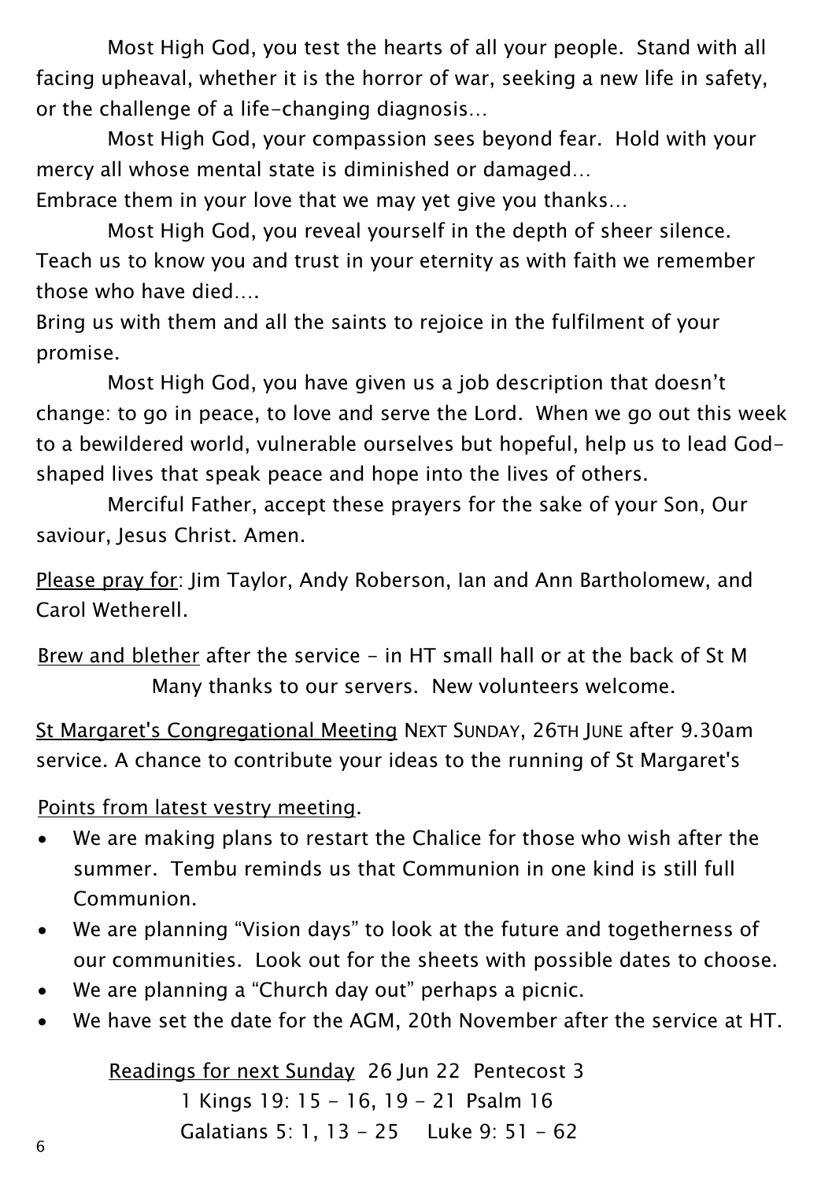Most High God, you test the hearts of all your people. Stand with all facing upheaval, whether it is the horror of war, seeking a new life in safety, or the challenge of a life-changing diagnosis…

Most High God, your compassion sees beyond fear. Hold with your mercy all whose mental state is diminished or damaged…
Embrace them in your love that we may yet give you thanks…

Most High God, you reveal yourself in the depth of sheer silence. Teach us to know you and trust in your eternity as with faith we remember those who have died….
Bring us with them and all the saints to rejoice in the fulfilment of your promise.

Most High God, you have given us a job description that doesn't change: to go in peace, to love and serve the Lord. When we go out this week to a bewildered world, vulnerable ourselves but hopeful, help us to lead God-shaped lives that speak peace and hope into the lives of others.

Merciful Father, accept these prayers for the sake of your Son, Our saviour, Jesus Christ. Amen.

Please pray for: Jim Taylor, Andy Roberson, Ian and Ann Bartholomew, and Carol Wetherell.

Brew and blether after the service - in HT small hall or at the back of St M
Many thanks to our servers. New volunteers welcome.

St Margaret's Congregational Meeting NEXT SUNDAY, 26TH JUNE after 9.30am service. A chance to contribute your ideas to the running of St Margaret's

Points from latest vestry meeting.

- We are making plans to restart the Chalice for those who wish after the summer. Tembu reminds us that Communion in one kind is still full Communion.
- We are planning "Vision days" to look at the future and togetherness of our communities. Look out for the sheets with possible dates to choose.
- We are planning a "Church day out" perhaps a picnic.
- We have set the date for the AGM, 20th November after the service at HT.

Readings for next Sunday 26 Jun 22 Pentecost 3
1 Kings 19: 15 - 16, 19 - 21 Psalm 16
Galatians 5: 1, 13 - 25 Luke 9: 51 - 62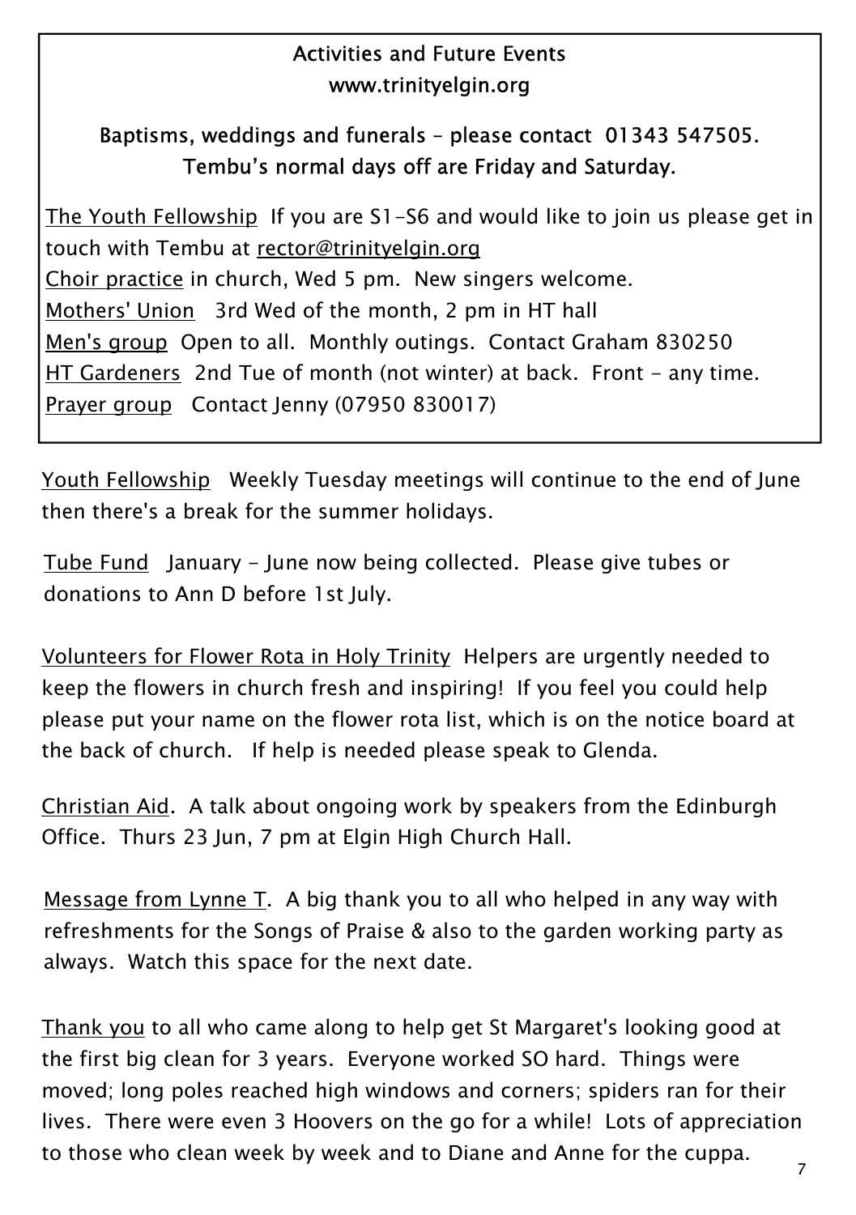## Activities and Future Events

www.trinityelgin.org

**Baptisms, weddings and funerals – please contact 01343 547505.**
**Tembu's normal days off are Friday and Saturday.**

The Youth Fellowship If you are S1-S6 and would like to join us please get in touch with Tembu at rector@trinityelgin.org

Choir practice in church, Wed 5 pm. New singers welcome.

Mothers' Union 3rd Wed of the month, 2 pm in HT hall

Men's group Open to all. Monthly outings. Contact Graham 830250

HT Gardeners 2nd Tue of month (not winter) at back. Front - any time.

Prayer group Contact Jenny (07950 830017)

Youth Fellowship Weekly Tuesday meetings will continue to the end of June then there's a break for the summer holidays.

Tube Fund January - June now being collected. Please give tubes or donations to Ann D before 1st July.

Volunteers for Flower Rota in Holy Trinity Helpers are urgently needed to keep the flowers in church fresh and inspiring! If you feel you could help please put your name on the flower rota list, which is on the notice board at the back of church. If help is needed please speak to Glenda.

Christian Aid. A talk about ongoing work by speakers from the Edinburgh Office. Thurs 23 Jun, 7 pm at Elgin High Church Hall.

Message from Lynne T. A big thank you to all who helped in any way with refreshments for the Songs of Praise & also to the garden working party as always. Watch this space for the next date.

Thank you to all who came along to help get St Margaret's looking good at the first big clean for 3 years. Everyone worked SO hard. Things were moved; long poles reached high windows and corners; spiders ran for their lives. There were even 3 Hoovers on the go for a while! Lots of appreciation to those who clean week by week and to Diane and Anne for the cuppa.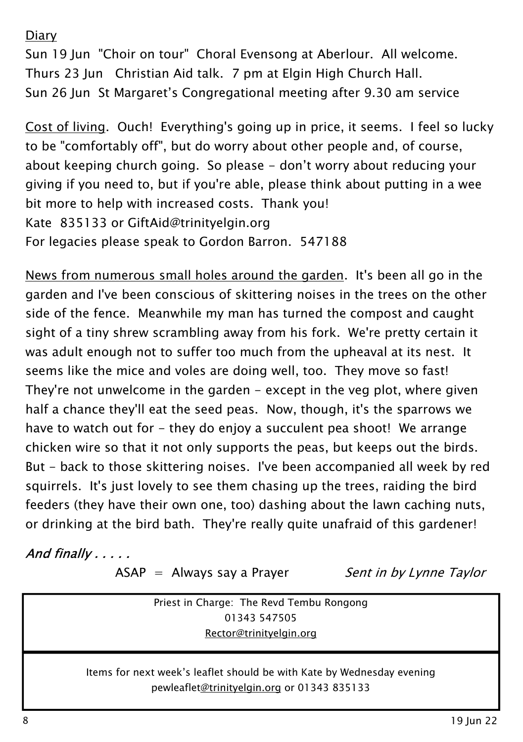Diary

Sun 19 Jun "Choir on tour" Choral Evensong at Aberlour. All welcome.
Thurs 23 Jun Christian Aid talk. 7 pm at Elgin High Church Hall.
Sun 26 Jun St Margaret's Congregational meeting after 9.30 am service

Cost of living. Ouch! Everything's going up in price, it seems. I feel so lucky to be "comfortably off", but do worry about other people and, of course, about keeping church going. So please - don't worry about reducing your giving if you need to, but if you're able, please think about putting in a wee bit more to help with increased costs. Thank you!
Kate 835133 or GiftAid@trinityelgin.org
For legacies please speak to Gordon Barron. 547188

News from numerous small holes around the garden. It's been all go in the garden and I've been conscious of skittering noises in the trees on the other side of the fence. Meanwhile my man has turned the compost and caught sight of a tiny shrew scrambling away from his fork. We're pretty certain it was adult enough not to suffer too much from the upheaval at its nest. It seems like the mice and voles are doing well, too. They move so fast! They're not unwelcome in the garden - except in the veg plot, where given half a chance they'll eat the seed peas. Now, though, it's the sparrows we have to watch out for - they do enjoy a succulent pea shoot! We arrange chicken wire so that it not only supports the peas, but keeps out the birds. But - back to those skittering noises. I've been accompanied all week by red squirrels. It's just lovely to see them chasing up the trees, raiding the bird feeders (they have their own one, too) dashing about the lawn caching nuts, or drinking at the bird bath. They're really quite unafraid of this gardener!

*And finally . . . . .*

ASAP = Always say a Prayer *Sent in by Lynne Taylor*

Priest in Charge: The Revd Tembu Rongong
01343 547505
Rector@trinityelgin.org

Items for next week's leaflet should be with Kate by Wednesday evening
pewleaflet@trinityelgin.org or 01343 835133